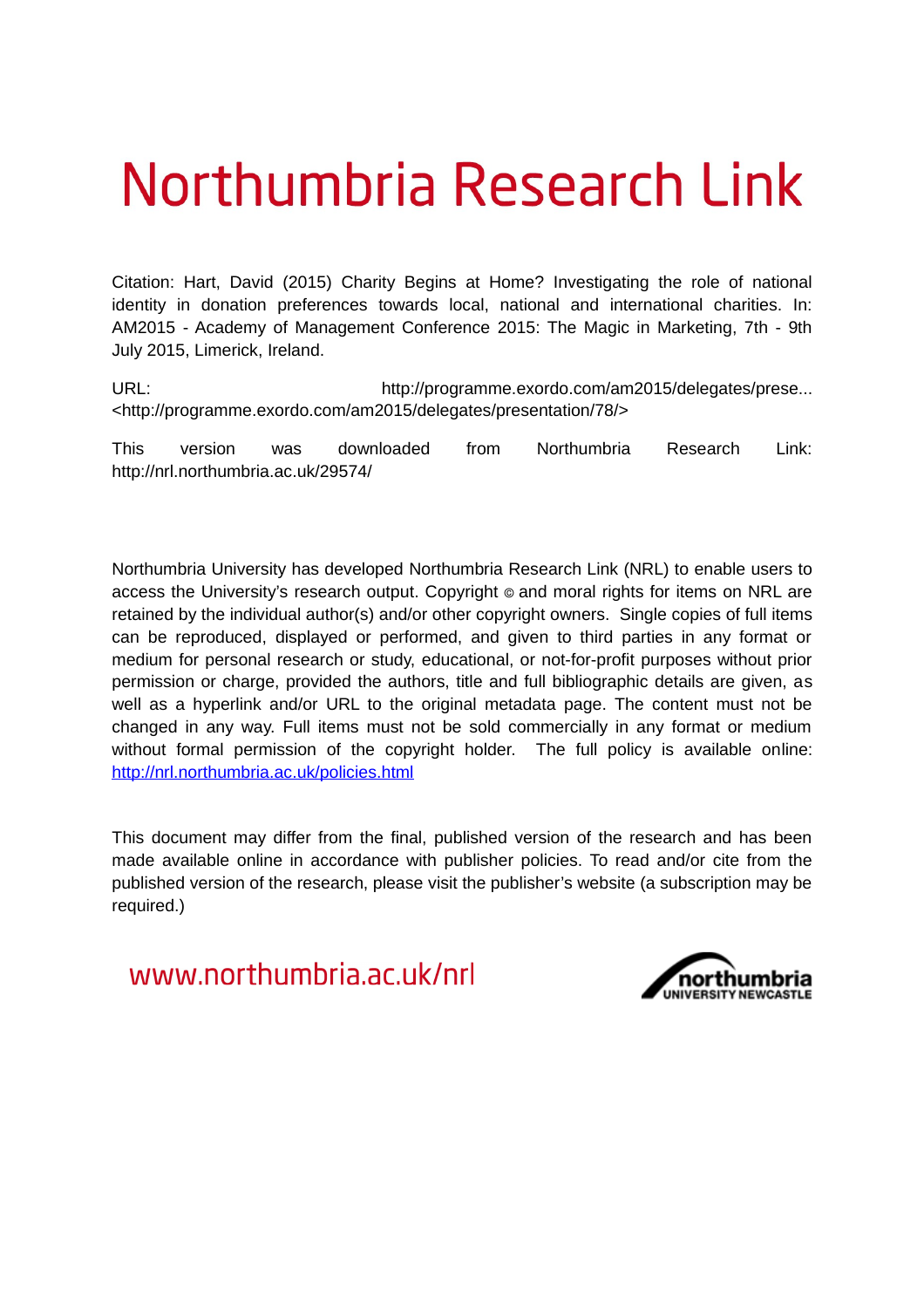# Northumbria Research Link

Citation: Hart, David (2015) Charity Begins at Home? Investigating the role of national identity in donation preferences towards local, national and international charities. In: AM2015 - Academy of Management Conference 2015: The Magic in Marketing, 7th - 9th July 2015, Limerick, Ireland.

URL: http://programme.exordo.com/am2015/delegates/prese... <http://programme.exordo.com/am2015/delegates/presentation/78/>

This version was downloaded from Northumbria Research Link: http://nrl.northumbria.ac.uk/29574/

Northumbria University has developed Northumbria Research Link (NRL) to enable users to access the University's research output. Copyright © and moral rights for items on NRL are retained by the individual author(s) and/or other copyright owners. Single copies of full items can be reproduced, displayed or performed, and given to third parties in any format or medium for personal research or study, educational, or not-for-profit purposes without prior permission or charge, provided the authors, title and full bibliographic details are given, as well as a hyperlink and/or URL to the original metadata page. The content must not be changed in any way. Full items must not be sold commercially in any format or medium without formal permission of the copyright holder. The full policy is available online: http://nrl.northumbria.ac.uk/policies.html

This document may differ from the final, published version of the research and has been made available online in accordance with publisher policies. To read and/or cite from the published version of the research, please visit the publisher's website (a subscription may be required.)

www.northumbria.ac.uk/nrl

northumbria UNIVERSITY NEWCASTLE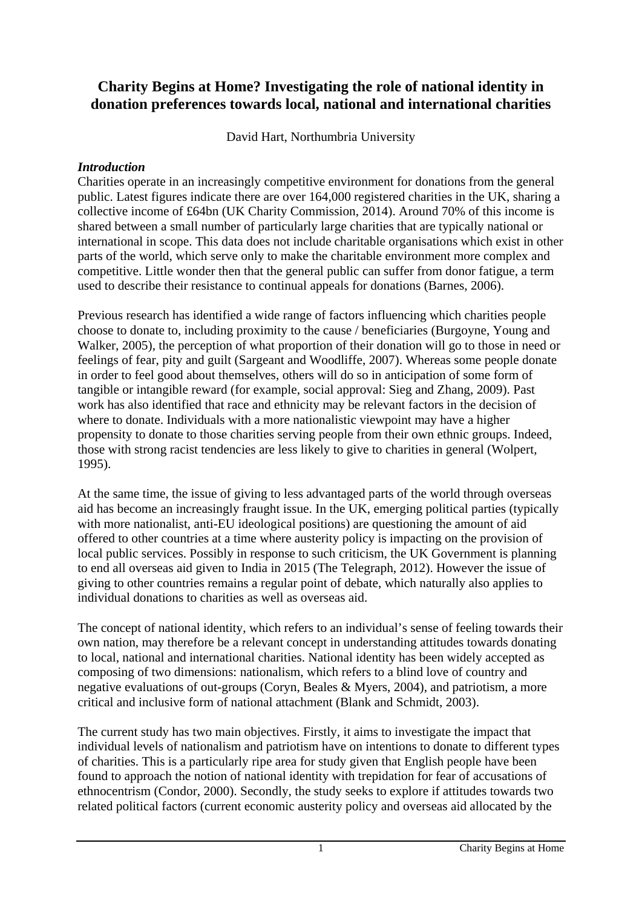# Charity Begins at Home? Investigating the role of national identity in donation preferences towards local, national and international charities

David Hart, Northumbria University

### *Introduction*

Charities operate in an increasingly competitive environment for donations from the general public. Latest figures indicate there are over 164,000 registered charities in the UK, sharing a collective income of £64bn (UK Charity Commission, 2014). Around 70% of this income is shared between a small number of particularly large charities that are typically national or international in scope. This data does not include charitable organisations which exist in other parts of the world, which serve only to make the charitable environment more complex and competitive. Little wonder then that the general public can suffer from donor fatigue, a term used to describe their resistance to continual appeals for donations (Barnes, 2006).

Previous research has identified a wide range of factors influencing which charities people choose to donate to, including proximity to the cause / beneficiaries (Burgoyne, Young and Walker, 2005), the perception of what proportion of their donation will go to those in need or feelings of fear, pity and guilt (Sargeant and Woodliffe, 2007). Whereas some people donate in order to feel good about themselves, others will do so in anticipation of some form of tangible or intangible reward (for example, social approval: Sieg and Zhang, 2009). Past work has also identified that race and ethnicity may be relevant factors in the decision of where to donate. Individuals with a more nationalistic viewpoint may have a higher propensity to donate to those charities serving people from their own ethnic groups. Indeed, those with strong racist tendencies are less likely to give to charities in general (Wolpert, 1995).

At the same time, the issue of giving to less advantaged parts of the world through overseas aid has become an increasingly fraught issue. In the UK, emerging political parties (typically with more nationalist, anti-EU ideological positions) are questioning the amount of aid offered to other countries at a time where austerity policy is impacting on the provision of local public services. Possibly in response to such criticism, the UK Government is planning to end all overseas aid given to India in 2015 (The Telegraph, 2012). However the issue of giving to other countries remains a regular point of debate, which naturally also applies to individual donations to charities as well as overseas aid.

The concept of national identity, which refers to an individual's sense of feeling towards their own nation, may therefore be a relevant concept in understanding attitudes towards donating to local, national and international charities. National identity has been widely accepted as composing of two dimensions: nationalism, which refers to a blind love of country and negative evaluations of out-groups (Coryn, Beales & Myers, 2004), and patriotism, a more critical and inclusive form of national attachment (Blank and Schmidt, 2003).

The current study has two main objectives. Firstly, it aims to investigate the impact that individual levels of nationalism and patriotism have on intentions to donate to different types of charities. This is a particularly ripe area for study given that English people have been found to approach the notion of national identity with trepidation for fear of accusations of ethnocentrism (Condor, 2000). Secondly, the study seeks to explore if attitudes towards two related political factors (current economic austerity policy and overseas aid allocated by the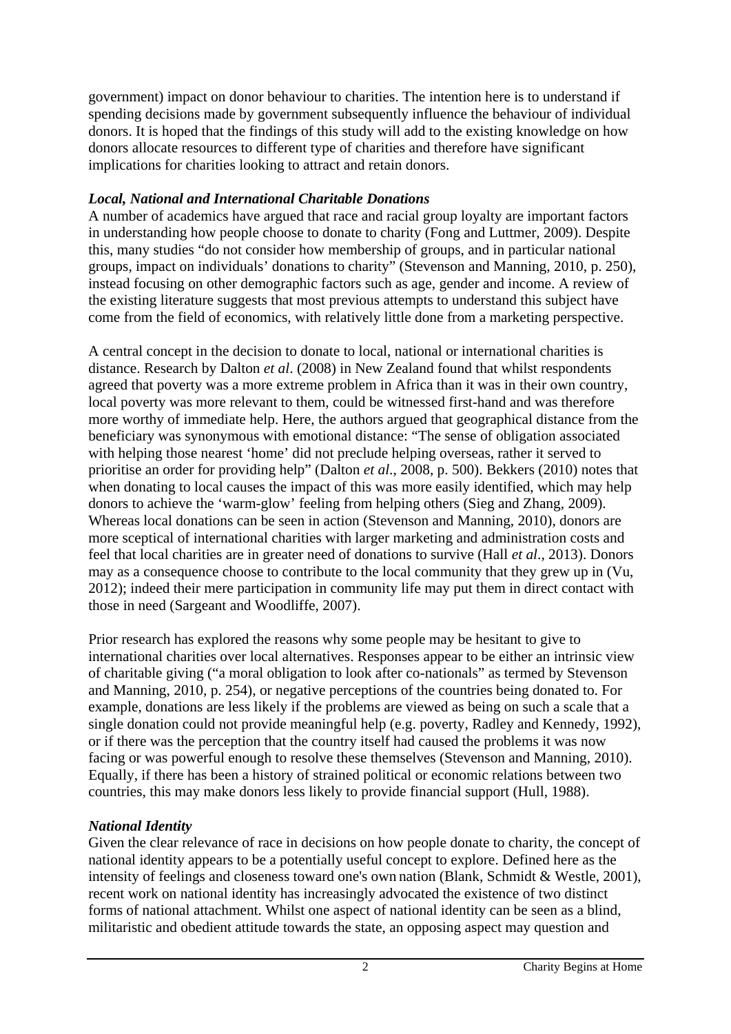government) impact on donor behaviour to charities. The intention here is to understand if spending decisions made by government subsequently influence the behaviour of individual donors. It is hoped that the findings of this study will add to the existing knowledge on how donors allocate resources to different type of charities and therefore have significant implications for charities looking to attract and retain donors.

### *Local, National and International Charitable Donations*

A number of academics have argued that race and racial group loyalty are important factors in understanding how people choose to donate to charity (Fong and Luttmer, 2009). Despite this, many studies "do not consider how membership of groups, and in particular national groups, impact on individuals' donations to charity" (Stevenson and Manning, 2010, p. 250), instead focusing on other demographic factors such as age, gender and income. A review of the existing literature suggests that most previous attempts to understand this subject have come from the field of economics, with relatively little done from a marketing perspective.

A central concept in the decision to donate to local, national or international charities is distance. Research by Dalton *et al*. (2008) in New Zealand found that whilst respondents agreed that poverty was a more extreme problem in Africa than it was in their own country, local poverty was more relevant to them, could be witnessed first-hand and was therefore more worthy of immediate help. Here, the authors argued that geographical distance from the beneficiary was synonymous with emotional distance: "The sense of obligation associated with helping those nearest 'home' did not preclude helping overseas, rather it served to prioritise an order for providing help" (Dalton *et al*., 2008, p. 500). Bekkers (2010) notes that when donating to local causes the impact of this was more easily identified, which may help donors to achieve the 'warm-glow' feeling from helping others (Sieg and Zhang, 2009). Whereas local donations can be seen in action (Stevenson and Manning, 2010), donors are more sceptical of international charities with larger marketing and administration costs and feel that local charities are in greater need of donations to survive (Hall *et al*., 2013). Donors may as a consequence choose to contribute to the local community that they grew up in (Vu, 2012); indeed their mere participation in community life may put them in direct contact with those in need (Sargeant and Woodliffe, 2007).

Prior research has explored the reasons why some people may be hesitant to give to international charities over local alternatives. Responses appear to be either an intrinsic view of charitable giving ("a moral obligation to look after co-nationals" as termed by Stevenson and Manning, 2010, p. 254), or negative perceptions of the countries being donated to. For example, donations are less likely if the problems are viewed as being on such a scale that a single donation could not provide meaningful help (e.g. poverty, Radley and Kennedy, 1992), or if there was the perception that the country itself had caused the problems it was now facing or was powerful enough to resolve these themselves (Stevenson and Manning, 2010). Equally, if there has been a history of strained political or economic relations between two countries, this may make donors less likely to provide financial support (Hull, 1988).

### *National Identity*

Given the clear relevance of race in decisions on how people donate to charity, the concept of national identity appears to be a potentially useful concept to explore. Defined here as the intensity of feelings and closeness toward one's own nation (Blank, Schmidt & Westle, 2001), recent work on national identity has increasingly advocated the existence of two distinct forms of national attachment. Whilst one aspect of national identity can be seen as a blind, militaristic and obedient attitude towards the state, an opposing aspect may question and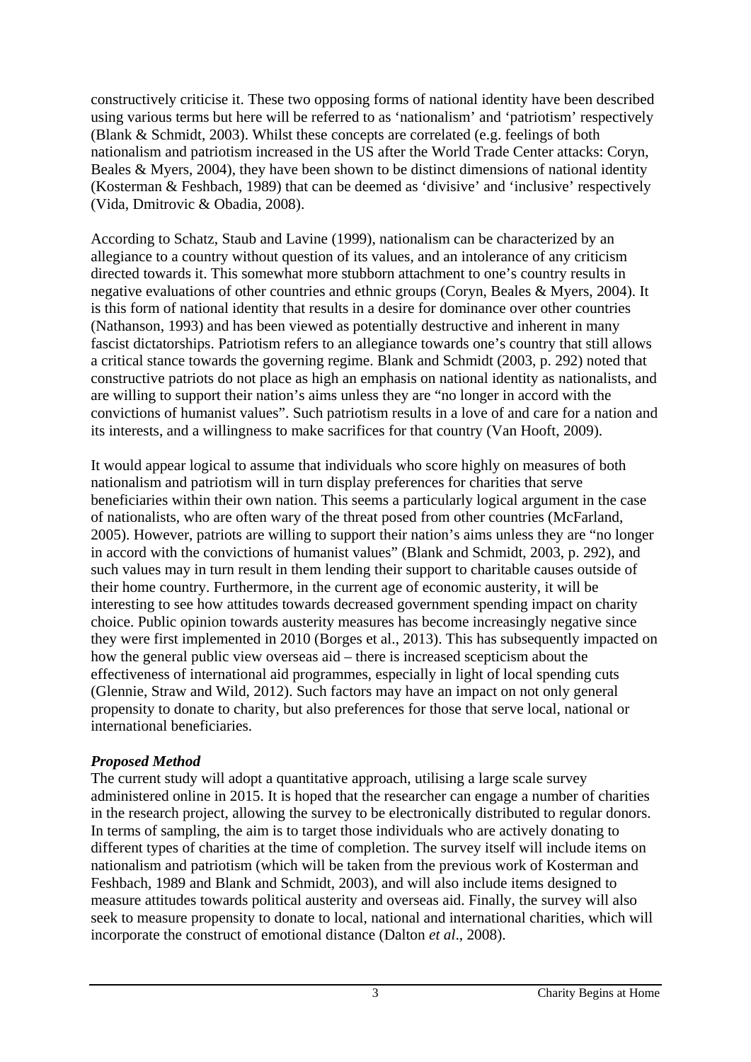constructively criticise it. These two opposing forms of national identity have been described using various terms but here will be referred to as 'nationalism' and 'patriotism' respectively (Blank & Schmidt, 2003). Whilst these concepts are correlated (e.g. feelings of both nationalism and patriotism increased in the US after the World Trade Center attacks: Coryn, Beales & Myers, 2004), they have been shown to be distinct dimensions of national identity (Kosterman & Feshbach, 1989) that can be deemed as 'divisive' and 'inclusive' respectively (Vida, Dmitrovic & Obadia, 2008).

According to Schatz, Staub and Lavine (1999), nationalism can be characterized by an allegiance to a country without question of its values, and an intolerance of any criticism directed towards it. This somewhat more stubborn attachment to one's country results in negative evaluations of other countries and ethnic groups (Coryn, Beales & Myers, 2004). It is this form of national identity that results in a desire for dominance over other countries (Nathanson, 1993) and has been viewed as potentially destructive and inherent in many fascist dictatorships. Patriotism refers to an allegiance towards one's country that still allows a critical stance towards the governing regime. Blank and Schmidt (2003, p. 292) noted that constructive patriots do not place as high an emphasis on national identity as nationalists, and are willing to support their nation's aims unless they are "no longer in accord with the convictions of humanist values". Such patriotism results in a love of and care for a nation and its interests, and a willingness to make sacrifices for that country (Van Hooft, 2009).

It would appear logical to assume that individuals who score highly on measures of both nationalism and patriotism will in turn display preferences for charities that serve beneficiaries within their own nation. This seems a particularly logical argument in the case of nationalists, who are often wary of the threat posed from other countries (McFarland, 2005). However, patriots are willing to support their nation's aims unless they are "no longer in accord with the convictions of humanist values" (Blank and Schmidt, 2003, p. 292), and such values may in turn result in them lending their support to charitable causes outside of their home country. Furthermore, in the current age of economic austerity, it will be interesting to see how attitudes towards decreased government spending impact on charity choice. Public opinion towards austerity measures has become increasingly negative since they were first implemented in 2010 (Borges et al., 2013). This has subsequently impacted on how the general public view overseas aid – there is increased scepticism about the effectiveness of international aid programmes, especially in light of local spending cuts (Glennie, Straw and Wild, 2012). Such factors may have an impact on not only general propensity to donate to charity, but also preferences for those that serve local, national or international beneficiaries.

### *Proposed Method*

The current study will adopt a quantitative approach, utilising a large scale survey administered online in 2015. It is hoped that the researcher can engage a number of charities in the research project, allowing the survey to be electronically distributed to regular donors. In terms of sampling, the aim is to target those individuals who are actively donating to different types of charities at the time of completion. The survey itself will include items on nationalism and patriotism (which will be taken from the previous work of Kosterman and Feshbach, 1989 and Blank and Schmidt, 2003), and will also include items designed to measure attitudes towards political austerity and overseas aid. Finally, the survey will also seek to measure propensity to donate to local, national and international charities, which will incorporate the construct of emotional distance (Dalton *et al*., 2008).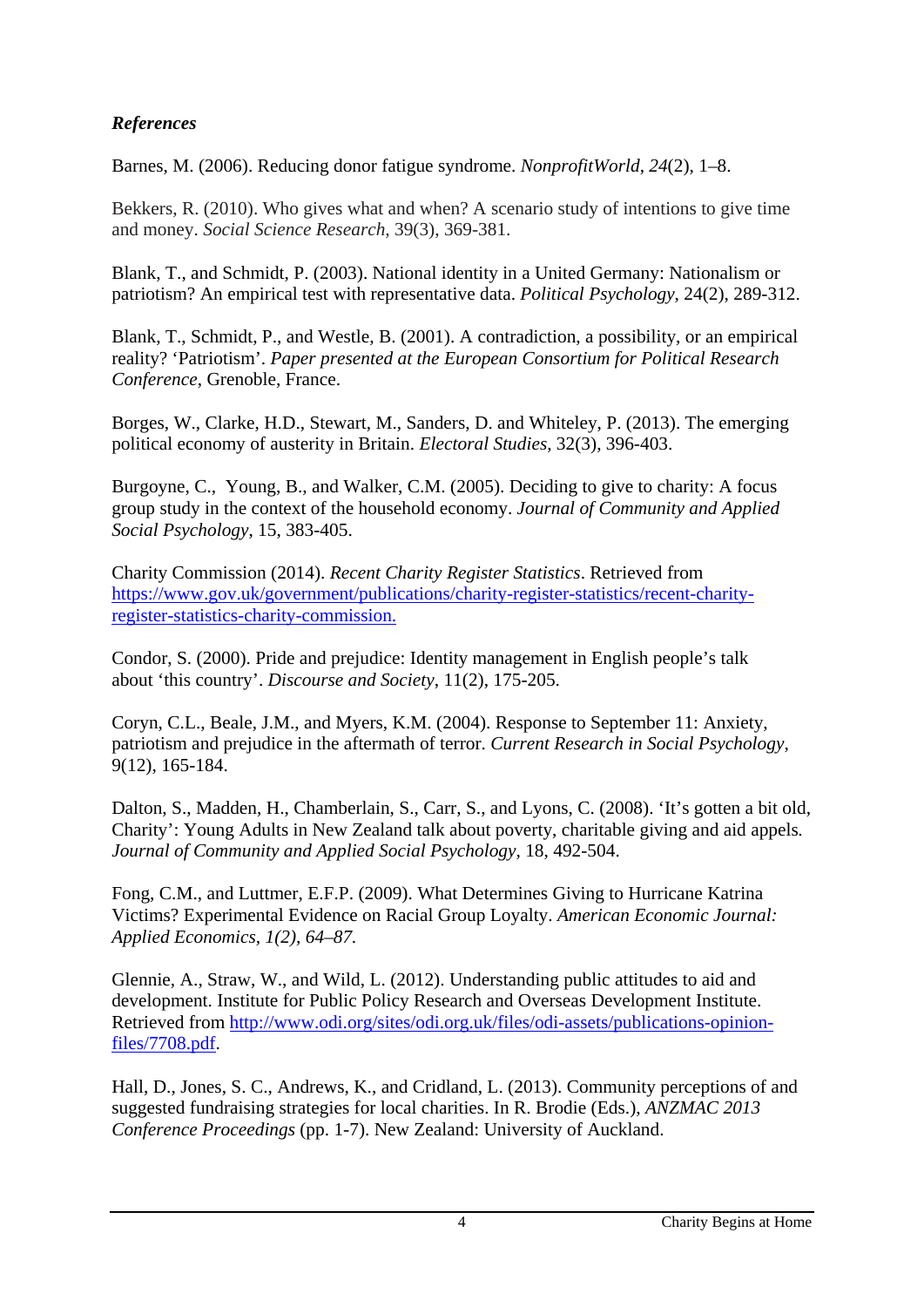***References***

Barnes, M. (2006). Reducing donor fatigue syndrome. *NonprofitWorld*, *24*(2), 1–8.

Bekkers, R. (2010). Who gives what and when? A scenario study of intentions to give time and money. *Social Science Research*, 39(3), 369-381.

Blank, T., and Schmidt, P. (2003). National identity in a United Germany: Nationalism or patriotism? An empirical test with representative data. *Political Psychology*, 24(2), 289-312.

Blank, T., Schmidt, P., and Westle, B. (2001). A contradiction, a possibility, or an empirical reality? 'Patriotism'. *Paper presented at the European Consortium for Political Research Conference*, Grenoble, France.

Borges, W., Clarke, H.D., Stewart, M., Sanders, D. and Whiteley, P. (2013). The emerging political economy of austerity in Britain. *Electoral Studies*, 32(3), 396-403.

Burgoyne, C., Young, B., and Walker, C.M. (2005). Deciding to give to charity: A focus group study in the context of the household economy. *Journal of Community and Applied Social Psychology*, 15, 383-405.

Charity Commission (2014). *Recent Charity Register Statistics*. Retrieved from https://www.gov.uk/government/publications/charity-register-statistics/recent-charity-register-statistics-charity-commission.

Condor, S. (2000). Pride and prejudice: Identity management in English people's talk about 'this country'. *Discourse and Society*, 11(2), 175-205.

Coryn, C.L., Beale, J.M., and Myers, K.M. (2004). Response to September 11: Anxiety, patriotism and prejudice in the aftermath of terror. *Current Research in Social Psychology*, 9(12), 165-184.

Dalton, S., Madden, H., Chamberlain, S., Carr, S., and Lyons, C. (2008). 'It's gotten a bit old, Charity': Young Adults in New Zealand talk about poverty, charitable giving and aid appels. *Journal of Community and Applied Social Psychology*, 18, 492-504.

Fong, C.M., and Luttmer, E.F.P. (2009). What Determines Giving to Hurricane Katrina Victims? Experimental Evidence on Racial Group Loyalty. *American Economic Journal: Applied Economics, 1(2), 64–87.*

Glennie, A., Straw, W., and Wild, L. (2012). Understanding public attitudes to aid and development. Institute for Public Policy Research and Overseas Development Institute. Retrieved from http://www.odi.org/sites/odi.org.uk/files/odi-assets/publications-opinion-files/7708.pdf.

Hall, D., Jones, S. C., Andrews, K., and Cridland, L. (2013). Community perceptions of and suggested fundraising strategies for local charities. In R. Brodie (Eds.), *ANZMAC 2013 Conference Proceedings* (pp. 1-7). New Zealand: University of Auckland.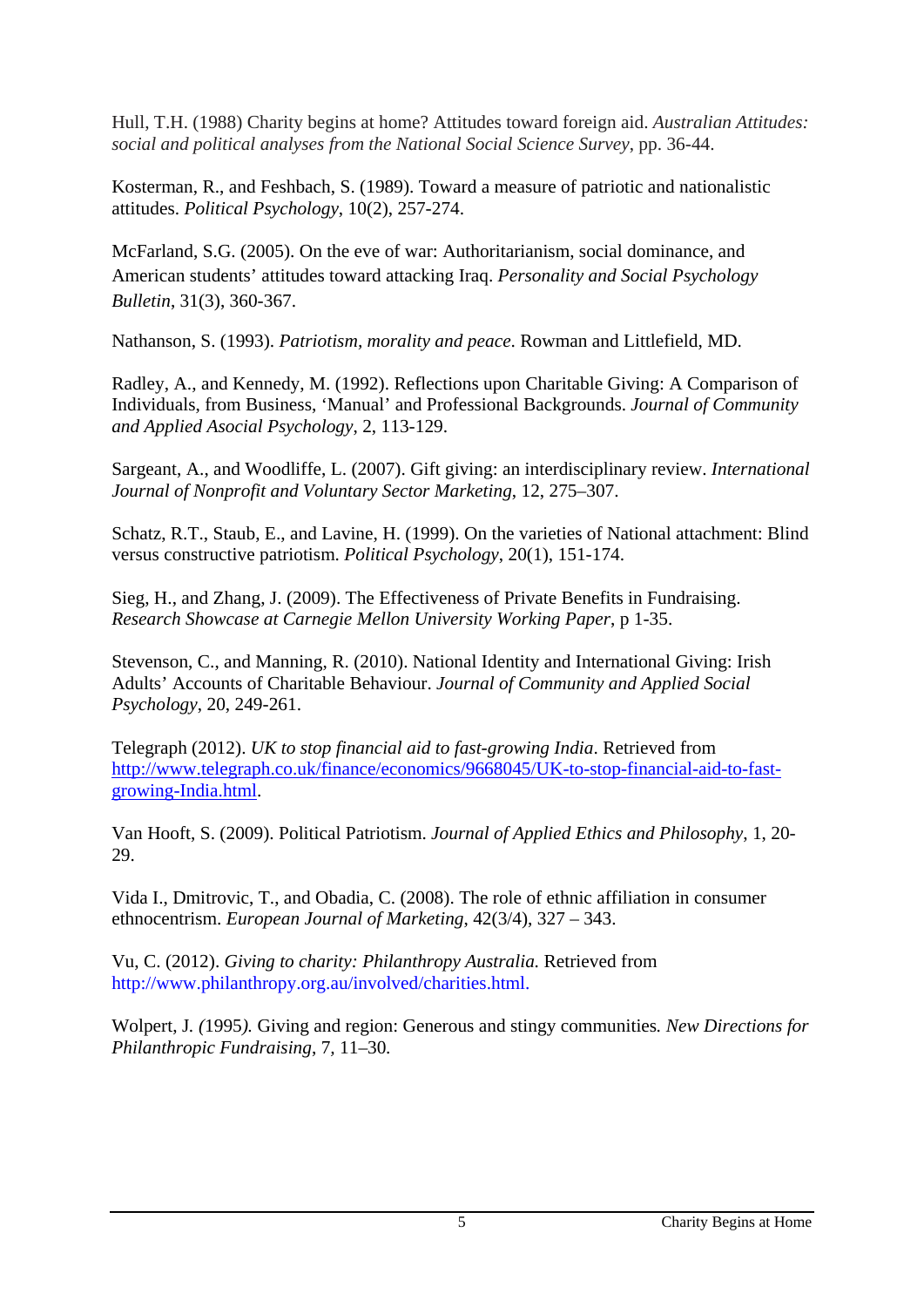Hull, T.H. (1988) Charity begins at home? Attitudes toward foreign aid. *Australian Attitudes: social and political analyses from the National Social Science Survey*, pp. 36-44.

Kosterman, R., and Feshbach, S. (1989). Toward a measure of patriotic and nationalistic attitudes. *Political Psychology*, 10(2), 257-274.

McFarland, S.G. (2005). On the eve of war: Authoritarianism, social dominance, and American students' attitudes toward attacking Iraq. *Personality and Social Psychology Bulletin*, 31(3), 360-367.

Nathanson, S. (1993). *Patriotism, morality and peace*. Rowman and Littlefield, MD.

Radley, A., and Kennedy, M. (1992). Reflections upon Charitable Giving: A Comparison of Individuals, from Business, 'Manual' and Professional Backgrounds. *Journal of Community and Applied Asocial Psychology*, 2, 113-129.

Sargeant, A., and Woodliffe, L. (2007). Gift giving: an interdisciplinary review. *International Journal of Nonprofit and Voluntary Sector Marketing*, 12, 275–307.

Schatz, R.T., Staub, E., and Lavine, H. (1999). On the varieties of National attachment: Blind versus constructive patriotism. *Political Psychology*, 20(1), 151-174.

Sieg, H., and Zhang, J. (2009). The Effectiveness of Private Benefits in Fundraising. *Research Showcase at Carnegie Mellon University Working Paper*, p 1-35.

Stevenson, C., and Manning, R. (2010). National Identity and International Giving: Irish Adults' Accounts of Charitable Behaviour. *Journal of Community and Applied Social Psychology*, 20, 249-261.

Telegraph (2012). *UK to stop financial aid to fast-growing India*. Retrieved from http://www.telegraph.co.uk/finance/economics/9668045/UK-to-stop-financial-aid-to-fast-growing-India.html.

Van Hooft, S. (2009). Political Patriotism. *Journal of Applied Ethics and Philosophy*, 1, 20-29.

Vida I., Dmitrovic, T., and Obadia, C. (2008). The role of ethnic affiliation in consumer ethnocentrism. *European Journal of Marketing*, 42(3/4), 327 – 343.

Vu, C. (2012). *Giving to charity: Philanthropy Australia.* Retrieved from http://www.philanthropy.org.au/involved/charities.html.

Wolpert, J. (1995). Giving and region: Generous and stingy communities. *New Directions for Philanthropic Fundraising*, 7, 11–30.